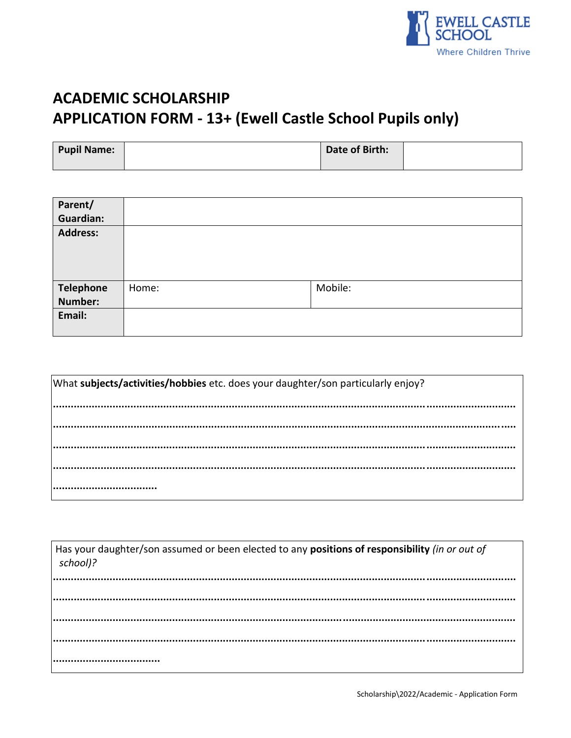EWELL CASTLE SCHOOL
Where Children Thrive

# ACADEMIC SCHOLARSHIP
# APPLICATION FORM - 13+ (Ewell Castle School Pupils only)

| **Pupil Name:** | | **Date of Birth:** | |
|---|---|---|---|

| **Parent/ Guardian:** | | |
|---|---|---|
| **Address:** | | |
| **Telephone Number:** | Home: | Mobile: |
| **Email:** | | |

What **subjects/activities/hobbies** etc. does your daughter/son particularly enjoy?

.............................................................................................................................................................

.............................................................................................................................................................

.............................................................................................................................................................

.............................................................................................................................................................

...................................

Has your daughter/son assumed or been elected to any **positions of responsibility** *(in or out of school)?*

.............................................................................................................................................................

.............................................................................................................................................................

.............................................................................................................................................................

.............................................................................................................................................................

...................................

Scholarship\2022/Academic - Application Form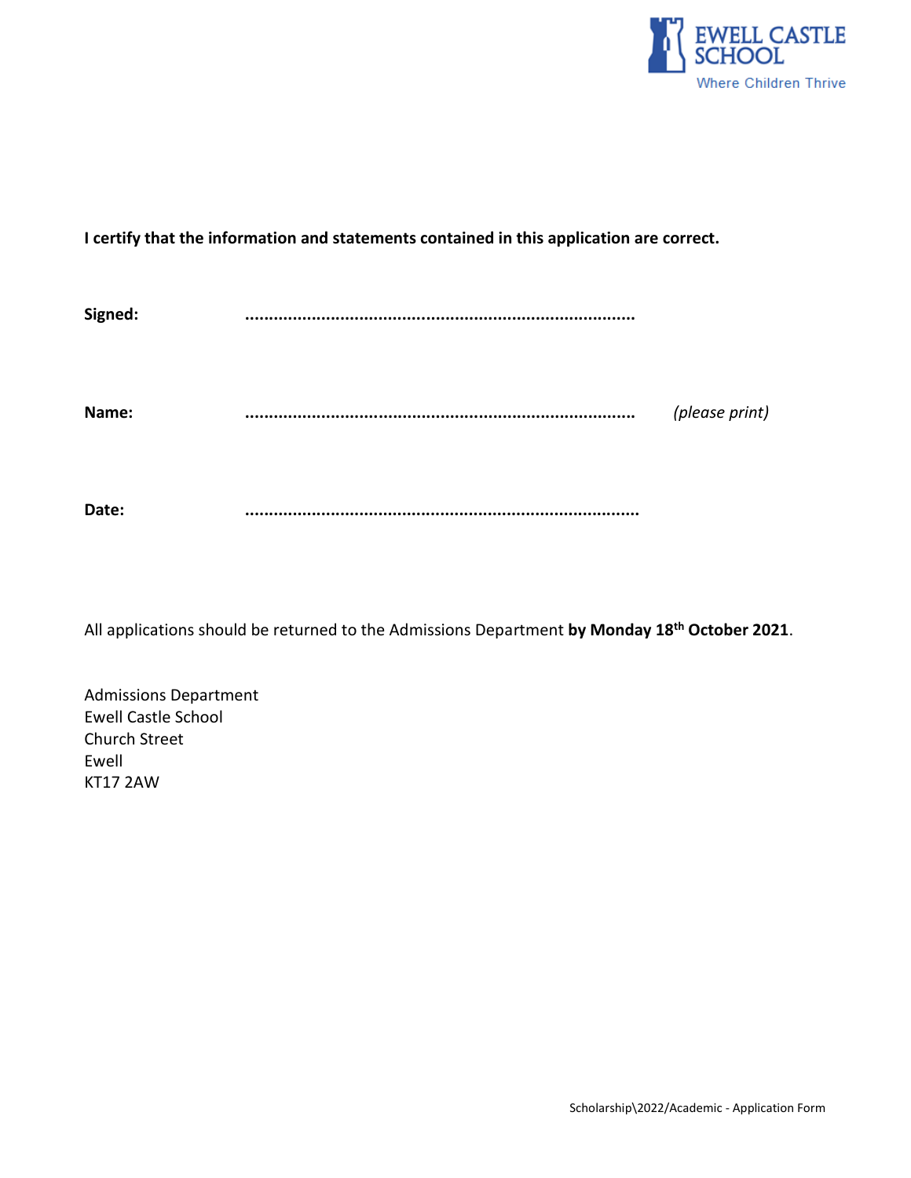**I certify that the information and statements contained in this application are correct.**

**Signed:** ...................................................................................

**Name:** ................................................................................... *(please print)*

**Date:** ...................................................................................

All applications should be returned to the Admissions Department **by Monday 18th October 2021**.

Admissions Department
Ewell Castle School
Church Street
Ewell
KT17 2AW

Scholarship\2022/Academic - Application Form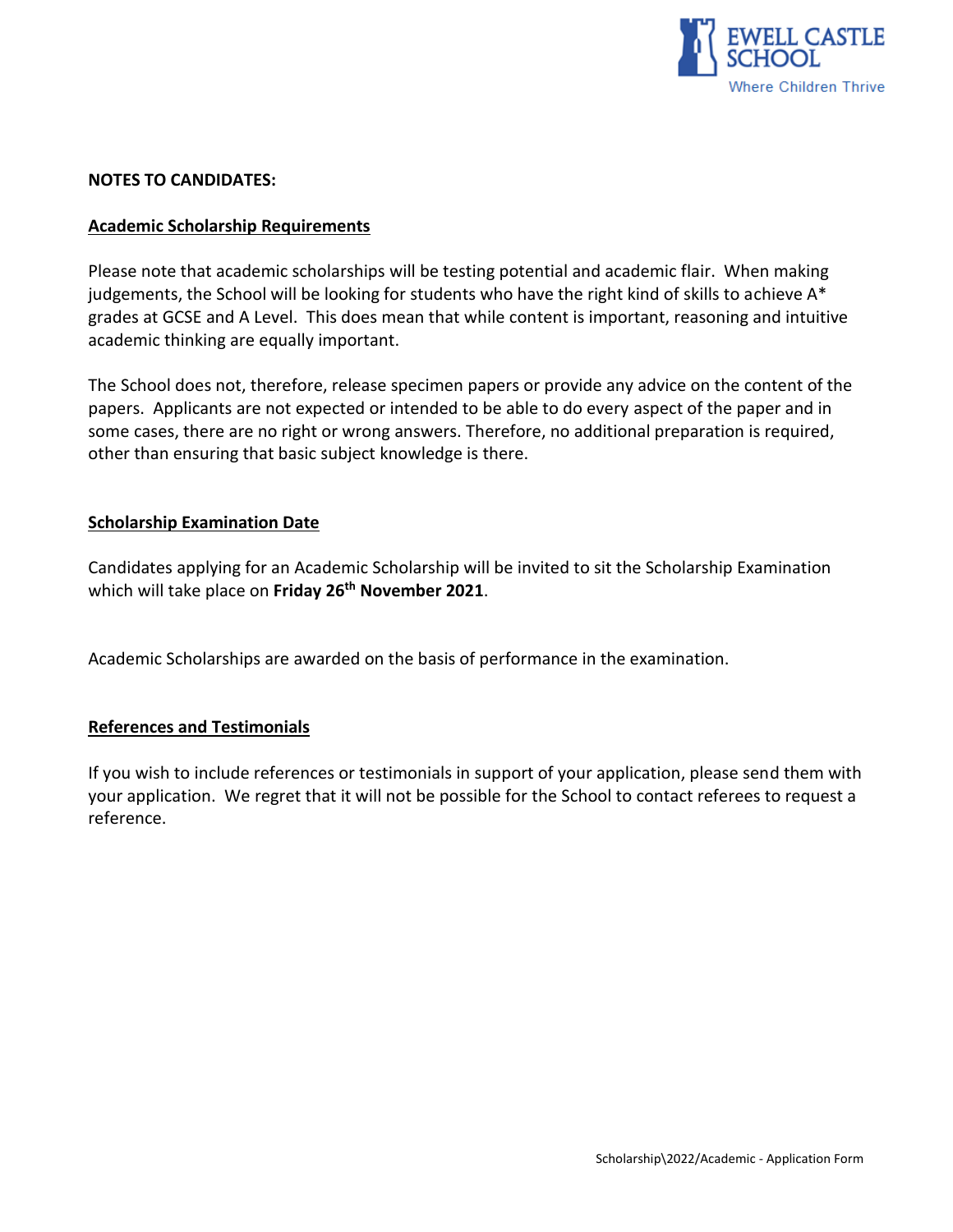**NOTES TO CANDIDATES:**

## Academic Scholarship Requirements

Please note that academic scholarships will be testing potential and academic flair. When making judgements, the School will be looking for students who have the right kind of skills to achieve A* grades at GCSE and A Level. This does mean that while content is important, reasoning and intuitive academic thinking are equally important.

The School does not, therefore, release specimen papers or provide any advice on the content of the papers. Applicants are not expected or intended to be able to do every aspect of the paper and in some cases, there are no right or wrong answers. Therefore, no additional preparation is required, other than ensuring that basic subject knowledge is there.

## Scholarship Examination Date

Candidates applying for an Academic Scholarship will be invited to sit the Scholarship Examination which will take place on **Friday 26th November 2021**.

Academic Scholarships are awarded on the basis of performance in the examination.

## References and Testimonials

If you wish to include references or testimonials in support of your application, please send them with your application. We regret that it will not be possible for the School to contact referees to request a reference.